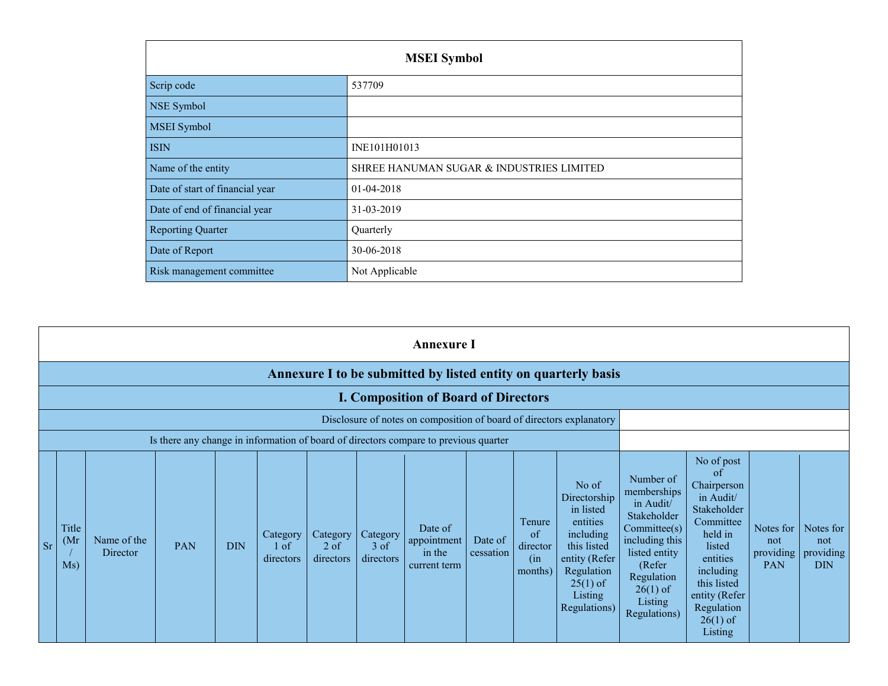| MSEI Symbol | |
|---|---|
| Scrip code | 537709 |
| NSE Symbol | |
| MSEI Symbol | |
| ISIN | INE101H01013 |
| Name of the entity | SHREE HANUMAN SUGAR & INDUSTRIES LIMITED |
| Date of start of financial year | 01-04-2018 |
| Date of end of financial year | 31-03-2019 |
| Reporting Quarter | Quarterly |
| Date of Report | 30-06-2018 |
| Risk management committee | Not Applicable |

## Annexure I

### Annexure I to be submitted by listed entity on quarterly basis

### I. Composition of Board of Directors

| Disclosure of notes on composition of board of directors explanatory | |
|---|---|
| Is there any change in information of board of directors compare to previous quarter | |

| Sr | Title (Mr / Ms) | Name of the Director | PAN | DIN | Category 1 of directors | Category 2 of directors | Category 3 of directors | Date of appointment in the current term | Date of cessation | Tenure of director (in months) | No of Directorship in listed entities including this listed entity (Refer Regulation 25(1) of Listing Regulations) | Number of memberships in Audit/ Stakeholder Committee(s) including this listed entity (Refer Regulation 26(1) of Listing Regulations) | No of post of Chairperson in Audit/ Stakeholder Committee held in listed entities including this listed entity (Refer Regulation 26(1) of Listing | Notes for not providing PAN | Notes for not providing DIN |
|---|---|---|---|---|---|---|---|---|---|---|---|---|---|---|---|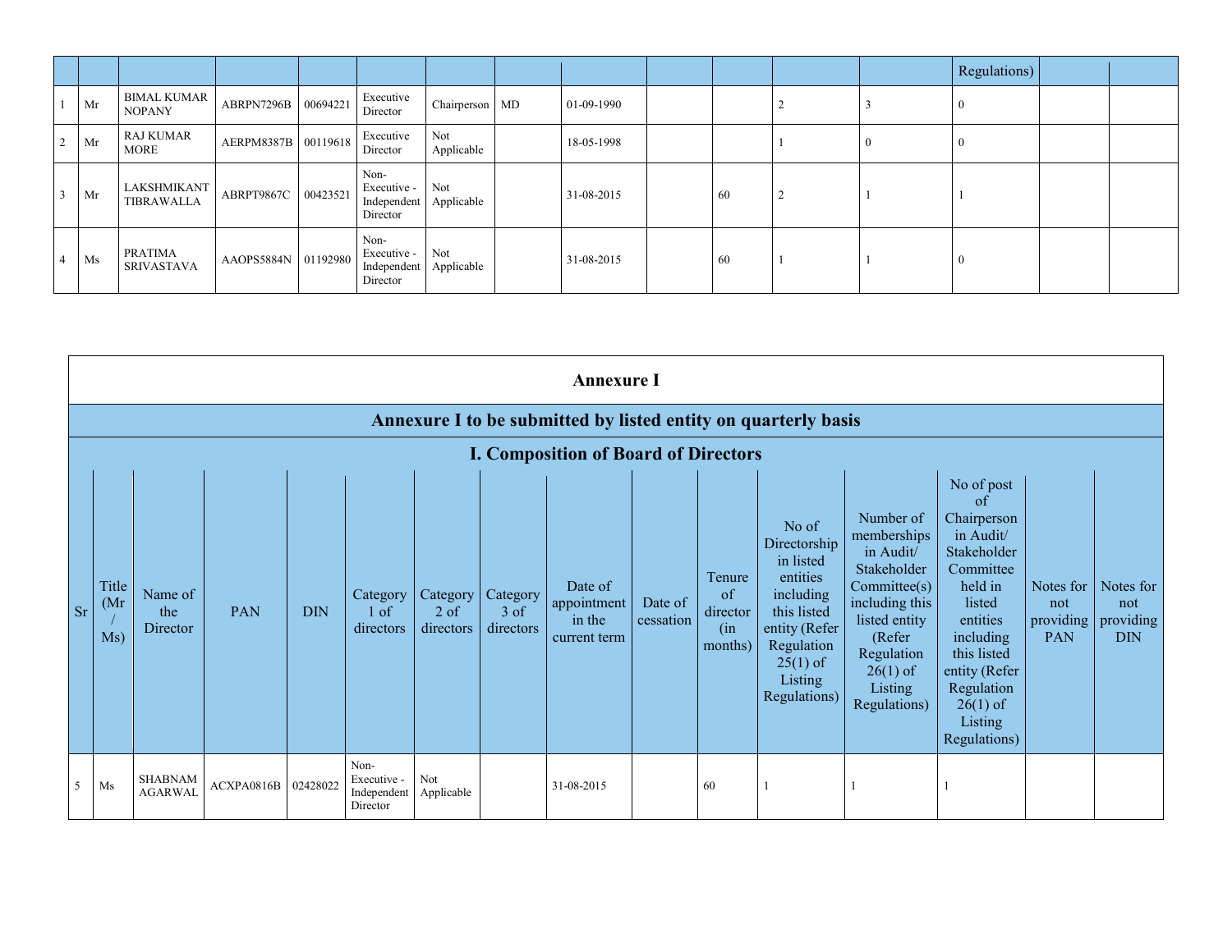| | | | | | | | | | | | | | Regulations) | | |
|---|---|---|---|---|---|---|---|---|---|---|---|---|---|---|---|
| 1 | Mr | BIMAL KUMAR NOPANY | ABRPN7296B | 00694221 | Executive Director | Chairperson | MD | 01-09-1990 | | | 2 | 3 | 0 | | |
| 2 | Mr | RAJ KUMAR MORE | AERPM8387B | 00119618 | Executive Director | Not Applicable | | 18-05-1998 | | | 1 | 0 | 0 | | |
| 3 | Mr | LAKSHMIKANT TIBRAWALLA | ABRPT9867C | 00423521 | Non-Executive - Independent Director | Not Applicable | | 31-08-2015 | | 60 | 2 | 1 | 1 | | |
| 4 | Ms | PRATIMA SRIVASTAVA | AAOPS5884N | 01192980 | Non-Executive - Independent Director | Not Applicable | | 31-08-2015 | | 60 | 1 | 1 | 0 | | |

# Annexure I

## Annexure I to be submitted by listed entity on quarterly basis

### I. Composition of Board of Directors

| Sr | Title (Mr / Ms) | Name of the Director | PAN | DIN | Category 1 of directors | Category 2 of directors | Category 3 of directors | Date of appointment in the current term | Date of cessation | Tenure of director (in months) | No of Directorship in listed entities including this listed entity (Refer Regulation 25(1) of Listing Regulations) | Number of memberships in Audit/ Stakeholder Committee(s) including this listed entity (Refer Regulation 26(1) of Listing Regulations) | No of post of Chairperson in Audit/ Stakeholder Committee held in listed entities including this listed entity (Refer Regulation 26(1) of Listing Regulations) | Notes for not providing PAN | Notes for not providing DIN |
|---|---|---|---|---|---|---|---|---|---|---|---|---|---|---|---|
| 5 | Ms | SHABNAM AGARWAL | ACXPA0816B | 02428022 | Non-Executive - Independent Director | Not Applicable | | 31-08-2015 | | 60 | 1 | 1 | 1 | | |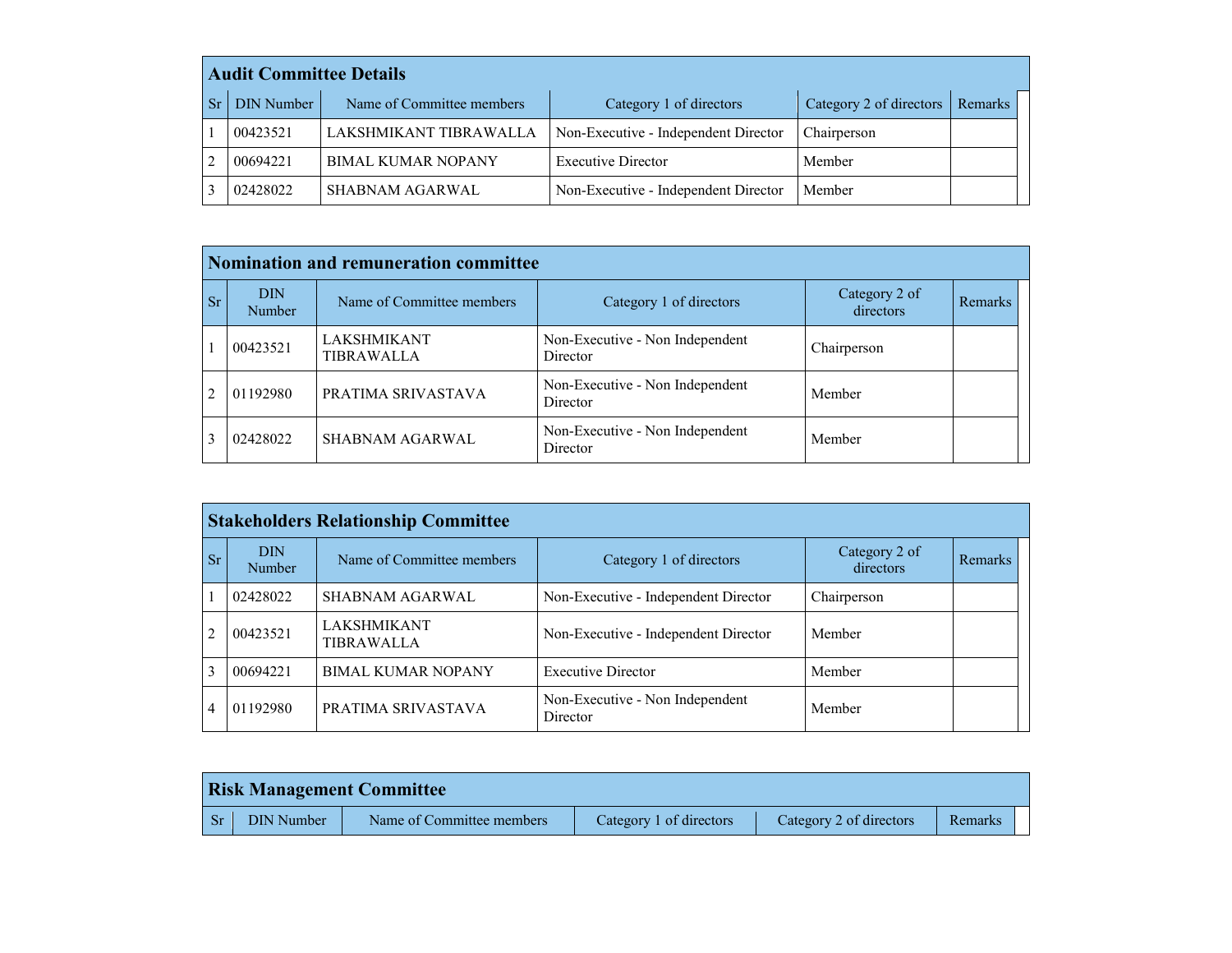## Audit Committee Details

| Sr | DIN Number | Name of Committee members | Category 1 of directors | Category 2 of directors | Remarks |
|---|---|---|---|---|---|
| 1 | 00423521 | LAKSHMIKANT TIBRAWALLA | Non-Executive - Independent Director | Chairperson | |
| 2 | 00694221 | BIMAL KUMAR NOPANY | Executive Director | Member | |
| 3 | 02428022 | SHABNAM AGARWAL | Non-Executive - Independent Director | Member | |

## Nomination and remuneration committee

| Sr | DIN Number | Name of Committee members | Category 1 of directors | Category 2 of directors | Remarks |
|---|---|---|---|---|---|
| 1 | 00423521 | LAKSHMIKANT TIBRAWALLA | Non-Executive - Non Independent Director | Chairperson | |
| 2 | 01192980 | PRATIMA SRIVASTAVA | Non-Executive - Non Independent Director | Member | |
| 3 | 02428022 | SHABNAM AGARWAL | Non-Executive - Non Independent Director | Member | |

## Stakeholders Relationship Committee

| Sr | DIN Number | Name of Committee members | Category 1 of directors | Category 2 of directors | Remarks |
|---|---|---|---|---|---|
| 1 | 02428022 | SHABNAM AGARWAL | Non-Executive - Independent Director | Chairperson | |
| 2 | 00423521 | LAKSHMIKANT TIBRAWALLA | Non-Executive - Independent Director | Member | |
| 3 | 00694221 | BIMAL KUMAR NOPANY | Executive Director | Member | |
| 4 | 01192980 | PRATIMA SRIVASTAVA | Non-Executive - Non Independent Director | Member | |

## Risk Management Committee

| Sr | DIN Number | Name of Committee members | Category 1 of directors | Category 2 of directors | Remarks |
|---|---|---|---|---|---|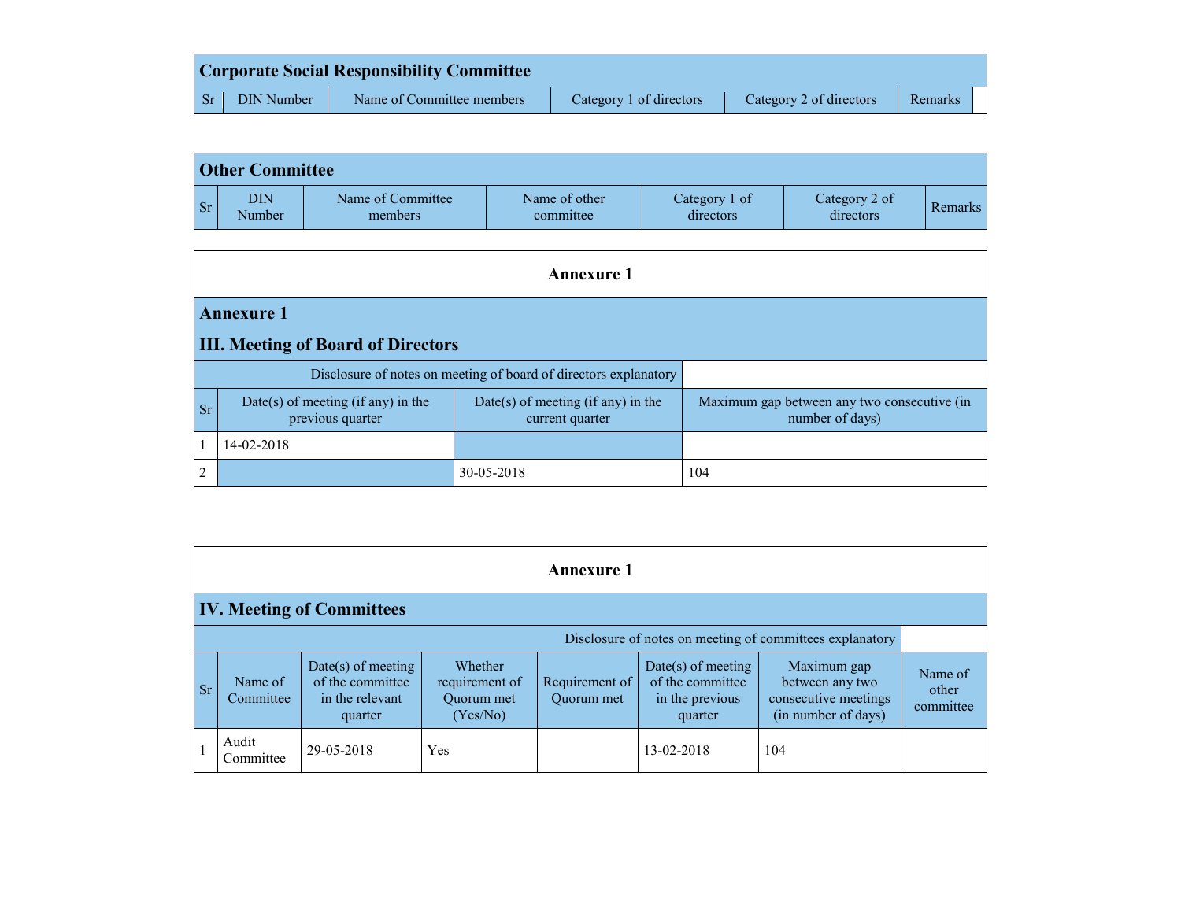| Corporate Social Responsibility Committee | | | | | |
|---|---|---|---|---|---|
| Sr | DIN Number | Name of Committee members | Category 1 of directors | Category 2 of directors | Remarks |

| Other Committee | | | | | | |
|---|---|---|---|---|---|---|
| Sr | DIN Number | Name of Committee members | Name of other committee | Category 1 of directors | Category 2 of directors | Remarks |

## Annexure 1

### Annexure 1

### III. Meeting of Board of Directors

| Disclosure of notes on meeting of board of directors explanatory | | | |
|---|---|---|---|
| Sr | Date(s) of meeting (if any) in the previous quarter | Date(s) of meeting (if any) in the current quarter | Maximum gap between any two consecutive (in number of days) |
| 1 | 14-02-2018 | | |
| 2 | | 30-05-2018 | 104 |

## Annexure 1

### IV. Meeting of Committees

| Disclosure of notes on meeting of committees explanatory | | | | | | | |
|---|---|---|---|---|---|---|---|
| Sr | Name of Committee | Date(s) of meeting of the committee in the relevant quarter | Whether requirement of Quorum met (Yes/No) | Requirement of Quorum met | Date(s) of meeting of the committee in the previous quarter | Maximum gap between any two consecutive meetings (in number of days) | Name of other committee |
| 1 | Audit Committee | 29-05-2018 | Yes | | 13-02-2018 | 104 | |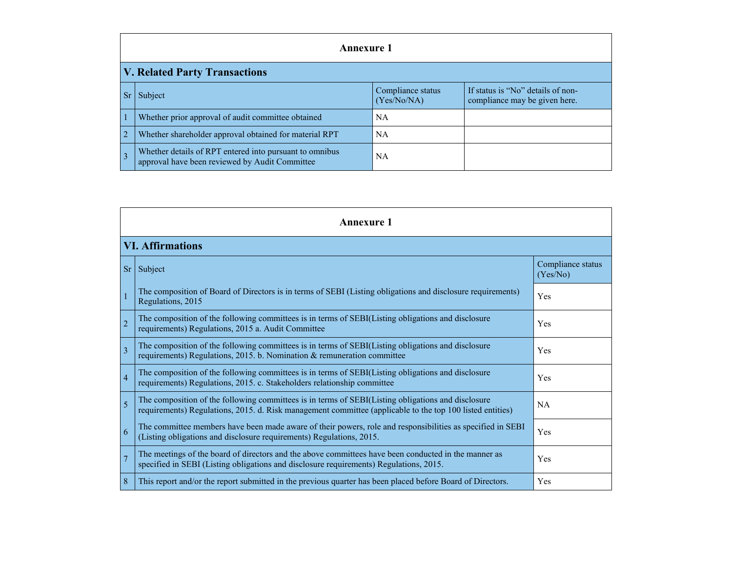## Annexure 1

### V. Related Party Transactions

| Sr | Subject | Compliance status (Yes/No/NA) | If status is "No" details of non-compliance may be given here. |
|---|---|---|---|
| 1 | Whether prior approval of audit committee obtained | NA | |
| 2 | Whether shareholder approval obtained for material RPT | NA | |
| 3 | Whether details of RPT entered into pursuant to omnibus approval have been reviewed by Audit Committee | NA | |

## Annexure 1

### VI. Affirmations

| Sr | Subject | Compliance status (Yes/No) |
|---|---|---|
| 1 | The composition of Board of Directors is in terms of SEBI (Listing obligations and disclosure requirements) Regulations, 2015 | Yes |
| 2 | The composition of the following committees is in terms of SEBI(Listing obligations and disclosure requirements) Regulations, 2015 a. Audit Committee | Yes |
| 3 | The composition of the following committees is in terms of SEBI(Listing obligations and disclosure requirements) Regulations, 2015. b. Nomination & remuneration committee | Yes |
| 4 | The composition of the following committees is in terms of SEBI(Listing obligations and disclosure requirements) Regulations, 2015. c. Stakeholders relationship committee | Yes |
| 5 | The composition of the following committees is in terms of SEBI(Listing obligations and disclosure requirements) Regulations, 2015. d. Risk management committee (applicable to the top 100 listed entities) | NA |
| 6 | The committee members have been made aware of their powers, role and responsibilities as specified in SEBI (Listing obligations and disclosure requirements) Regulations, 2015. | Yes |
| 7 | The meetings of the board of directors and the above committees have been conducted in the manner as specified in SEBI (Listing obligations and disclosure requirements) Regulations, 2015. | Yes |
| 8 | This report and/or the report submitted in the previous quarter has been placed before Board of Directors. | Yes |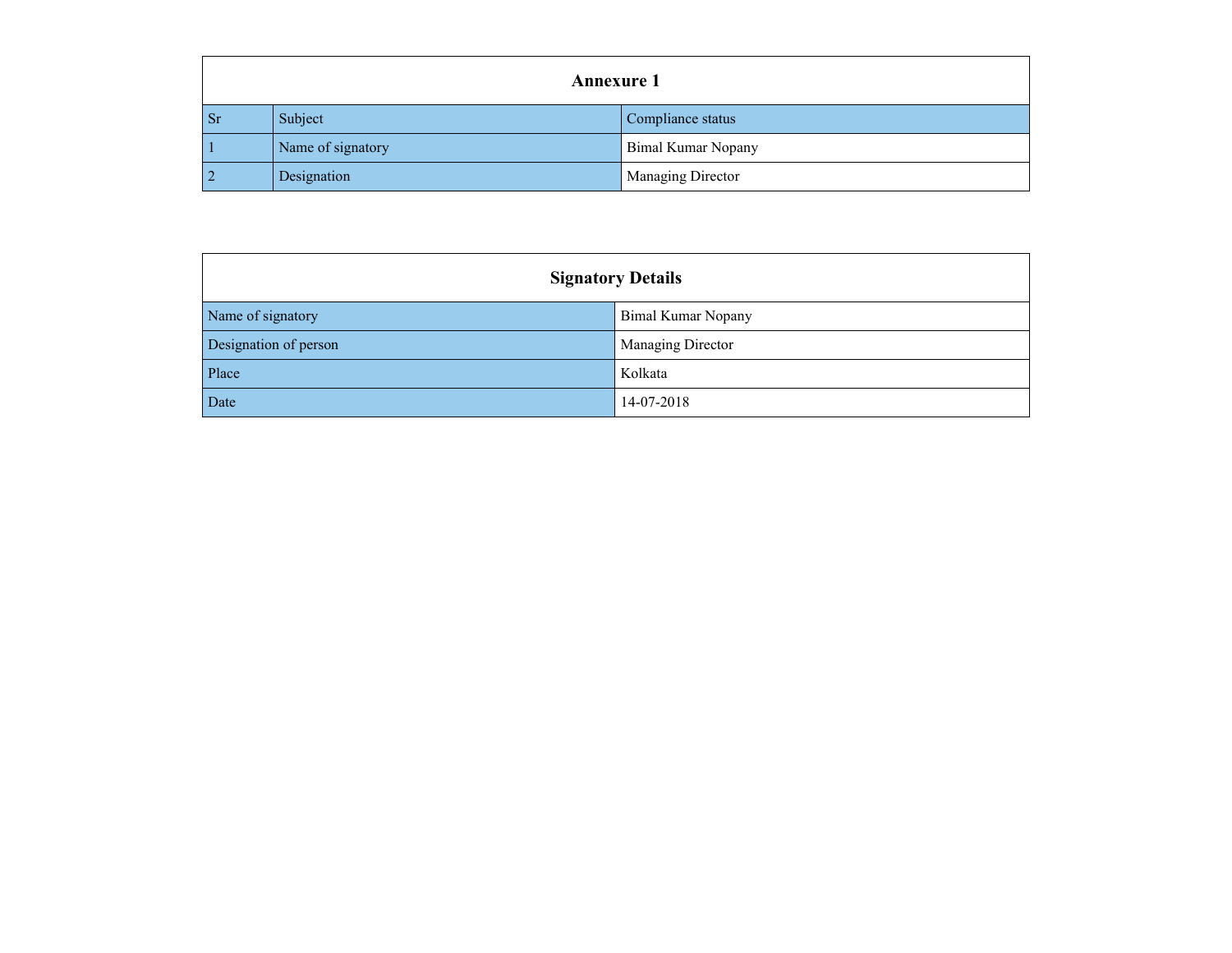| Annexure 1 | | |
|---|---|---|
| Sr | Subject | Compliance status |
| 1 | Name of signatory | Bimal Kumar Nopany |
| 2 | Designation | Managing Director |

| Signatory Details | |
|---|---|
| Name of signatory | Bimal Kumar Nopany |
| Designation of person | Managing Director |
| Place | Kolkata |
| Date | 14-07-2018 |